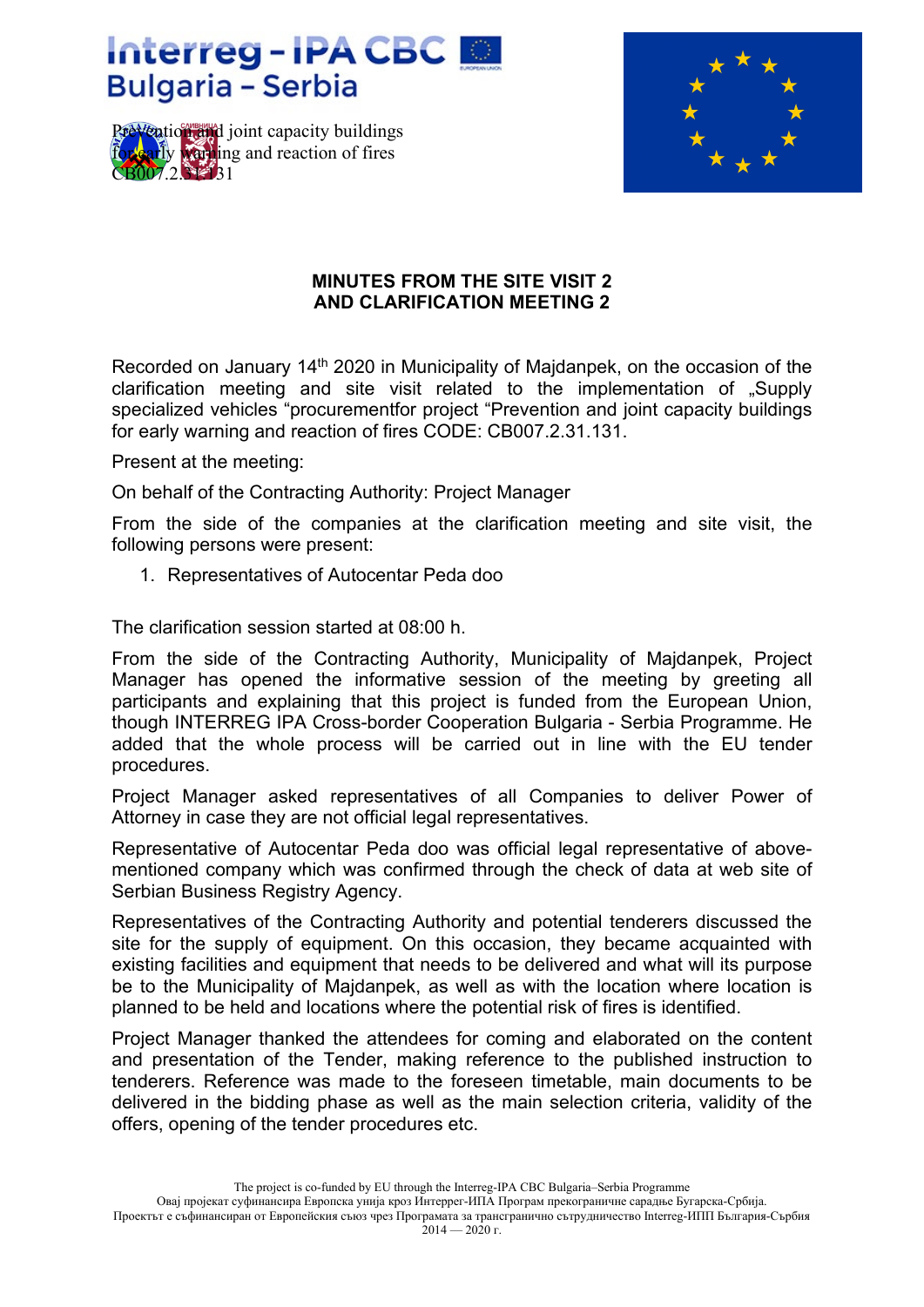Interreg - IPA CBC
Bulgaria - Serbia

Prevention and joint capacity buildings for early warning and reaction of fires
CB007.2.31.131

**MINUTES FROM THE SITE VISIT 2**
**AND CLARIFICATION MEETING 2**

Recorded on January 14th 2020 in Municipality of Majdanpek, on the occasion of the clarification meeting and site visit related to the implementation of „Supply specialized vehicles “procurementfor project “Prevention and joint capacity buildings for early warning and reaction of fires CODE: CB007.2.31.131.

Present at the meeting:

On behalf of the Contracting Authority: Project Manager

From the side of the companies at the clarification meeting and site visit, the following persons were present:

1. Representatives of Autocentar Peda doo

The clarification session started at 08:00 h.

From the side of the Contracting Authority, Municipality of Majdanpek, Project Manager has opened the informative session of the meeting by greeting all participants and explaining that this project is funded from the European Union, though INTERREG IPA Cross-border Cooperation Bulgaria - Serbia Programme. He added that the whole process will be carried out in line with the EU tender procedures.

Project Manager asked representatives of all Companies to deliver Power of Attorney in case they are not official legal representatives.

Representative of Autocentar Peda doo was official legal representative of above-mentioned company which was confirmed through the check of data at web site of Serbian Business Registry Agency.

Representatives of the Contracting Authority and potential tenderers discussed the site for the supply of equipment. On this occasion, they became acquainted with existing facilities and equipment that needs to be delivered and what will its purpose be to the Municipality of Majdanpek, as well as with the location where location is planned to be held and locations where the potential risk of fires is identified.

Project Manager thanked the attendees for coming and elaborated on the content and presentation of the Tender, making reference to the published instruction to tenderers. Reference was made to the foreseen timetable, main documents to be delivered in the bidding phase as well as the main selection criteria, validity of the offers, opening of the tender procedures etc.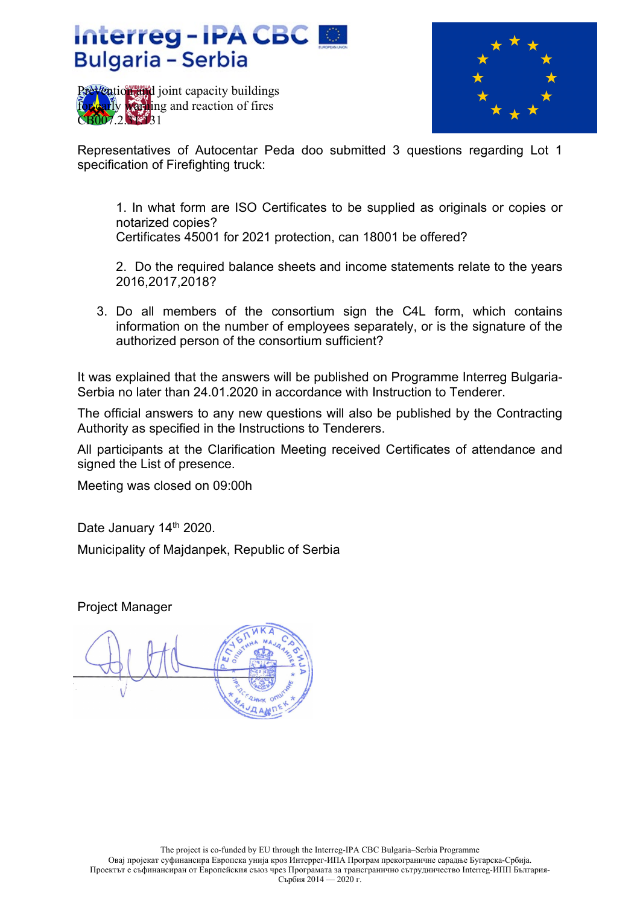Representatives of Autocentar Peda doo submitted 3 questions regarding Lot 1 specification of Firefighting truck:

1. In what form are ISO Certificates to be supplied as originals or copies or notarized copies?
   Certificates 45001 for 2021 protection, can 18001 be offered?

2. Do the required balance sheets and income statements relate to the years 2016,2017,2018?

3. Do all members of the consortium sign the C4L form, which contains information on the number of employees separately, or is the signature of the authorized person of the consortium sufficient?

It was explained that the answers will be published on Programme Interreg Bulgaria-Serbia no later than 24.01.2020 in accordance with Instruction to Tenderer.

The official answers to any new questions will also be published by the Contracting Authority as specified in the Instructions to Tenderers.

All participants at the Clarification Meeting received Certificates of attendance and signed the List of presence.

Meeting was closed on 09:00h

Date January 14th 2020.

Municipality of Majdanpek, Republic of Serbia

Project Manager

The project is co-funded by EU through the Interreg-IPA CBC Bulgaria–Serbia Programme
Овај пројекат суфинансира Европска унија кроз Интеррег-ИПА Програм прекограничне сарадње Бугарска-Србија.
Проектът е съфинансиран от Европейския съюз чрез Програмата за трансгранично сътрудничество Interreg-ИПП България-Сърбия 2014 — 2020 г.